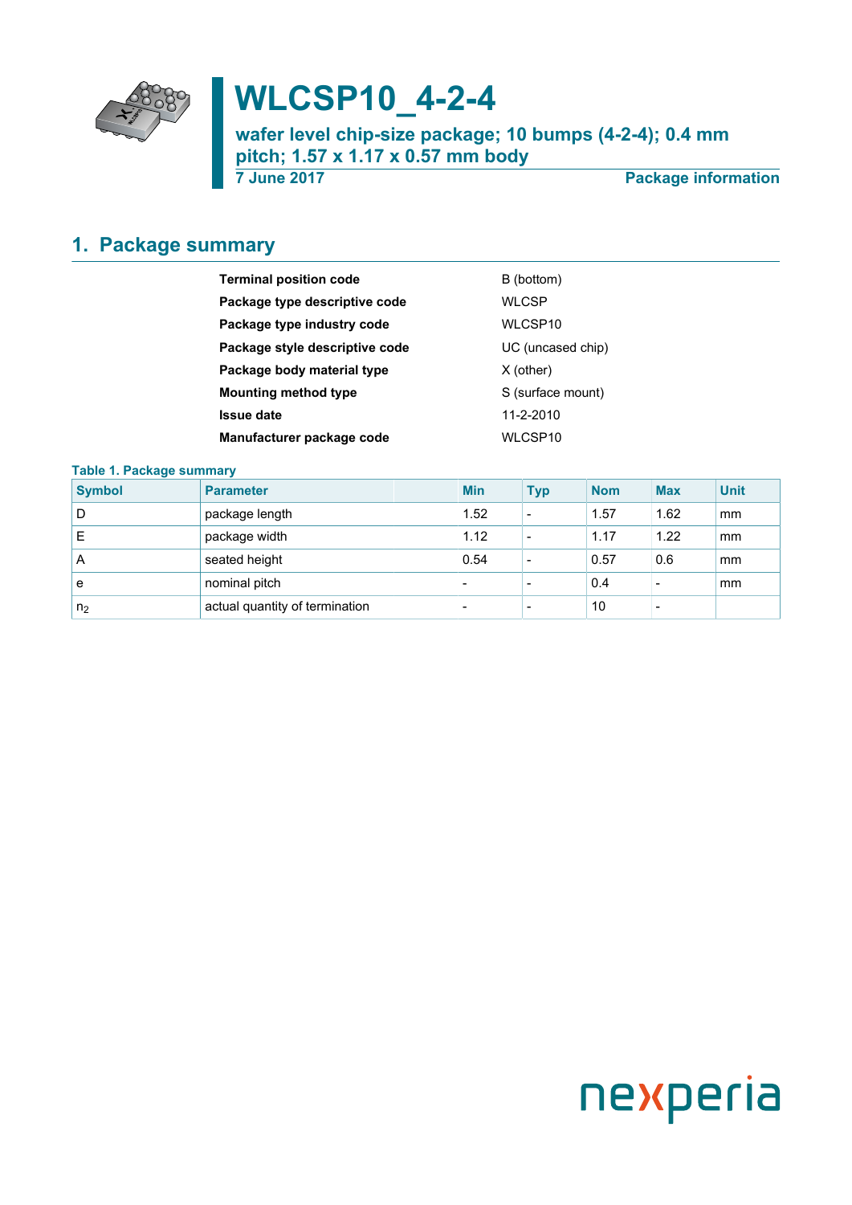# WLCSP10_4-2-4

**wafer level chip-size package; 10 bumps (4-2-4); 0.4 mm pitch; 1.57 x 1.17 x 0.57 mm body**

**7 June 2017** | **Package information**

## 1. Package summary

| | |
|---|---|
| **Terminal position code** | B (bottom) |
| **Package type descriptive code** | WLCSP |
| **Package type industry code** | WLCSP10 |
| **Package style descriptive code** | UC (uncased chip) |
| **Package body material type** | X (other) |
| **Mounting method type** | S (surface mount) |
| **Issue date** | 11-2-2010 |
| **Manufacturer package code** | WLCSP10 |

**Table 1. Package summary**

| Symbol | Parameter | Min | Typ | Nom | Max | Unit |
|---|---|---|---|---|---|---|
| D | package length | 1.52 | - | 1.57 | 1.62 | mm |
| E | package width | 1.12 | - | 1.17 | 1.22 | mm |
| A | seated height | 0.54 | - | 0.57 | 0.6 | mm |
| e | nominal pitch | - | - | 0.4 | - | mm |
| $n_2$ | actual quantity of termination | - | - | 10 | - | |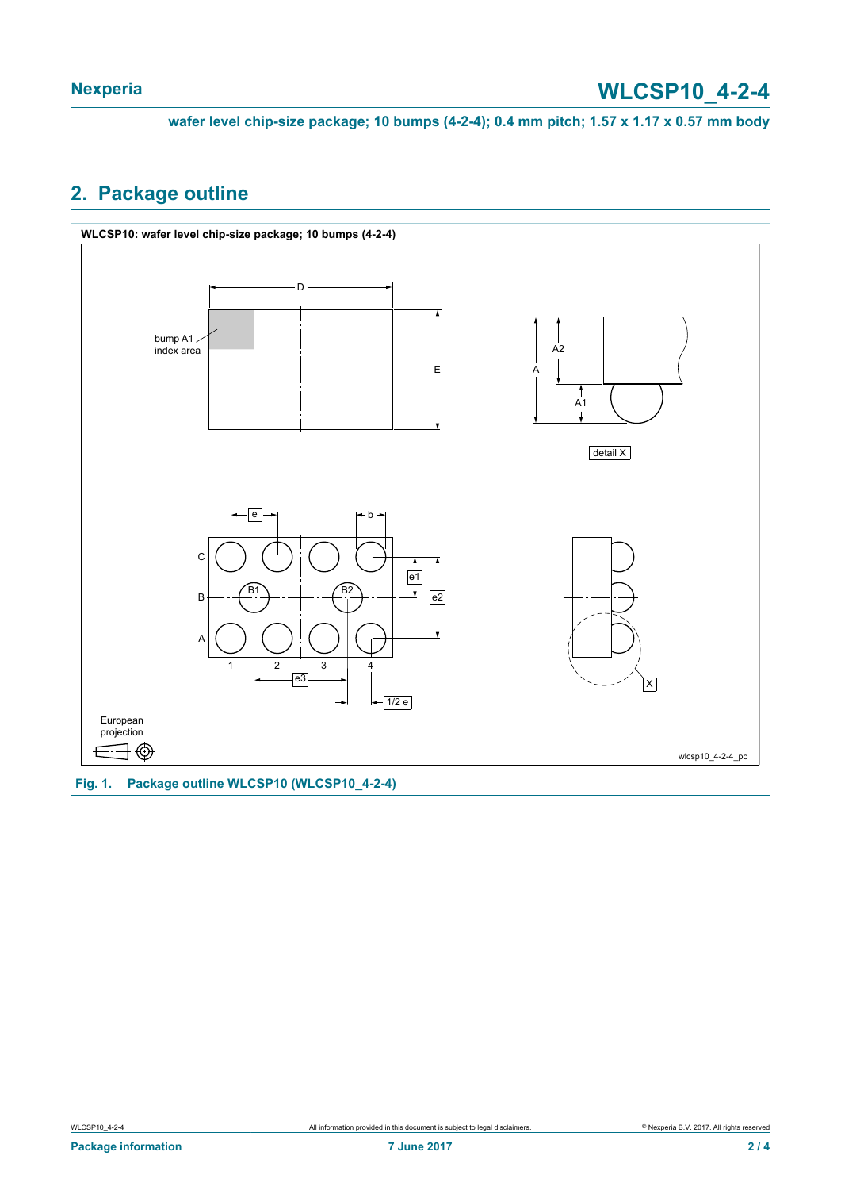## 2. Package outline

WLCSP10: wafer level chip-size package; 10 bumps (4-2-4)

Fig. 1. Package outline WLCSP10 (WLCSP10_4-2-4)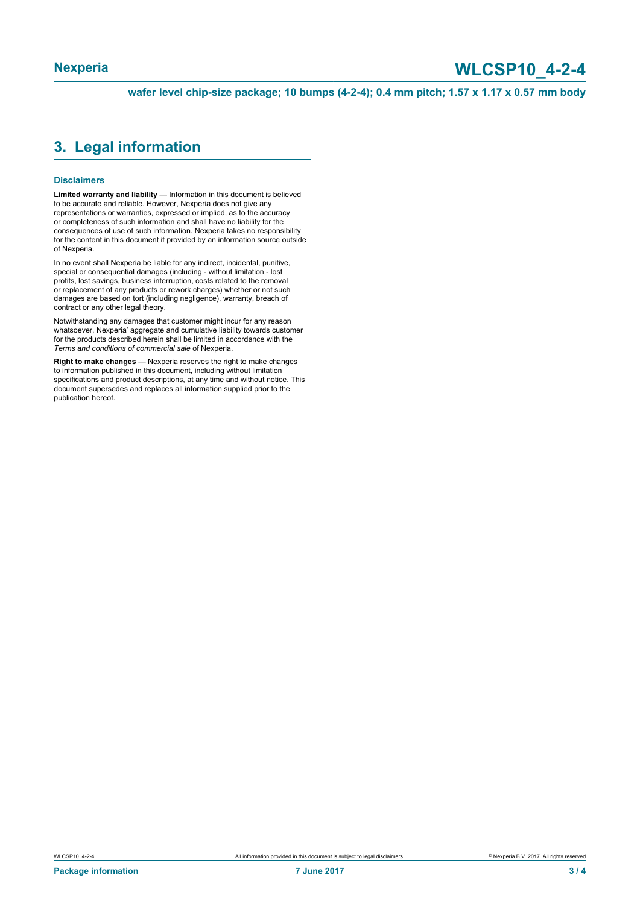## 3. Legal information

### Disclaimers

**Limited warranty and liability** — Information in this document is believed to be accurate and reliable. However, Nexperia does not give any representations or warranties, expressed or implied, as to the accuracy or completeness of such information and shall have no liability for the consequences of use of such information. Nexperia takes no responsibility for the content in this document if provided by an information source outside of Nexperia.

In no event shall Nexperia be liable for any indirect, incidental, punitive, special or consequential damages (including - without limitation - lost profits, lost savings, business interruption, costs related to the removal or replacement of any products or rework charges) whether or not such damages are based on tort (including negligence), warranty, breach of contract or any other legal theory.

Notwithstanding any damages that customer might incur for any reason whatsoever, Nexperia' aggregate and cumulative liability towards customer for the products described herein shall be limited in accordance with the *Terms and conditions of commercial sale* of Nexperia.

**Right to make changes** — Nexperia reserves the right to make changes to information published in this document, including without limitation specifications and product descriptions, at any time and without notice. This document supersedes and replaces all information supplied prior to the publication hereof.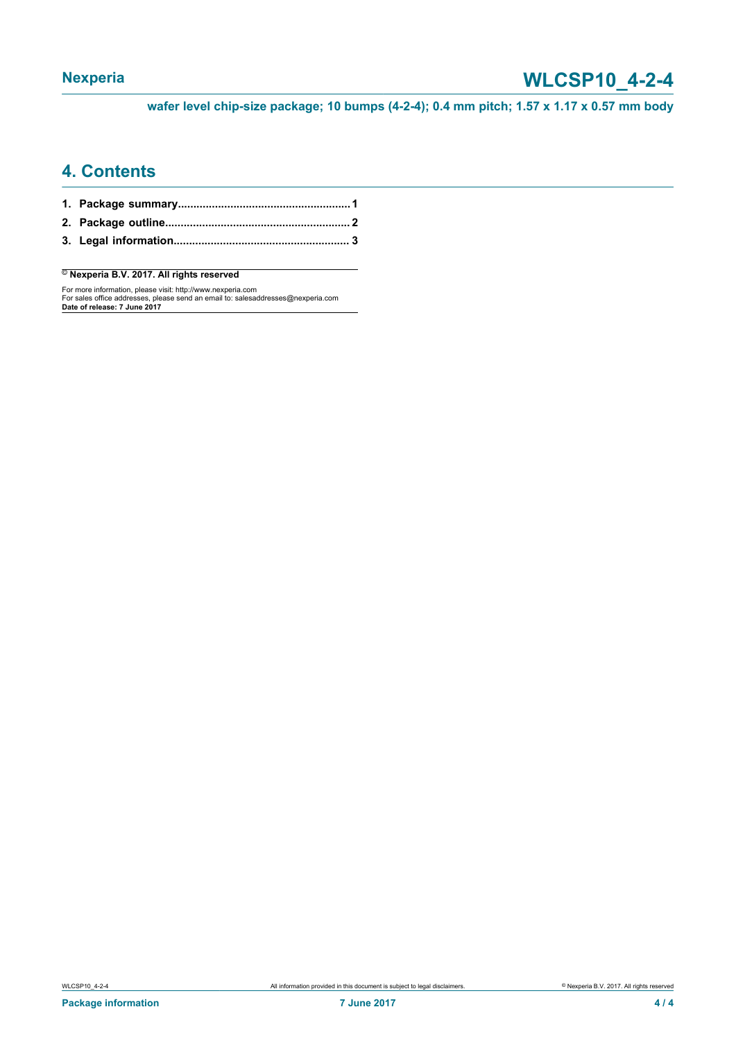## 4. Contents

**1. Package summary....................................................... 1**

**2. Package outline........................................................... 2**

**3. Legal information........................................................ 3**

**© Nexperia B.V. 2017. All rights reserved**

For more information, please visit: http://www.nexperia.com
For sales office addresses, please send an email to: salesaddresses@nexperia.com
**Date of release: 7 June 2017**